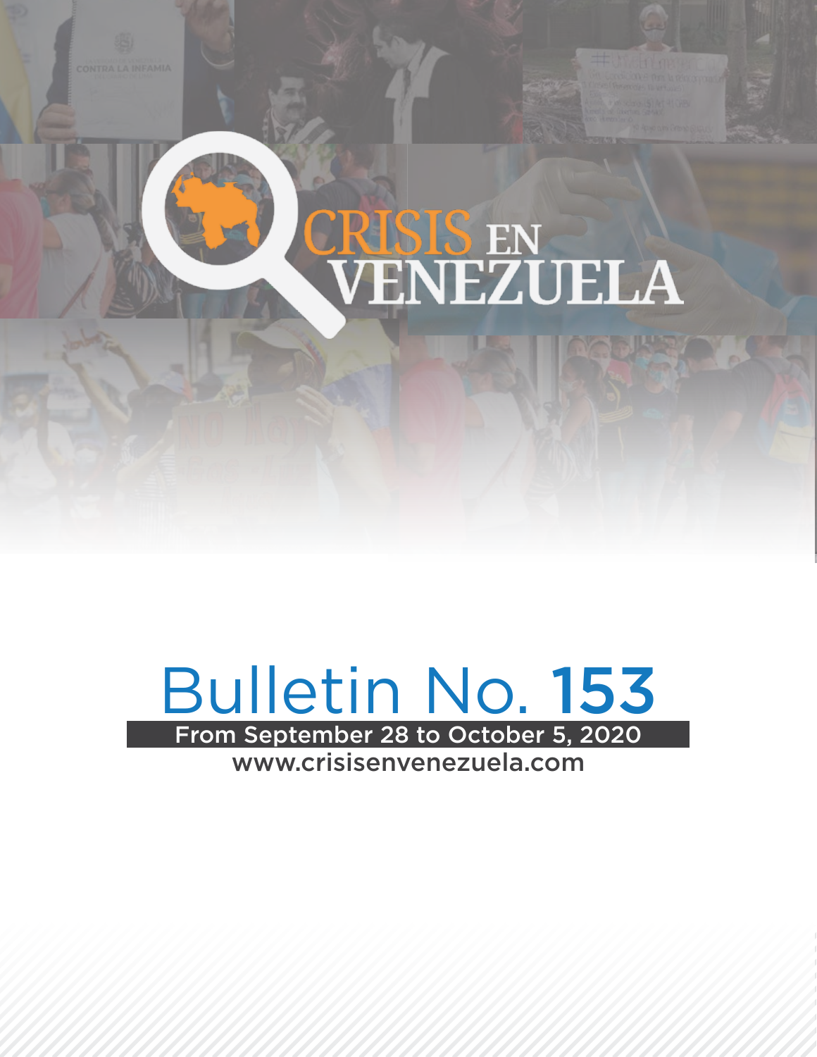# CRISIS EN VENEZUELA

## Bulletin No. 153

From September 28 to October 5, 2020

www.crisisenvenezuela.com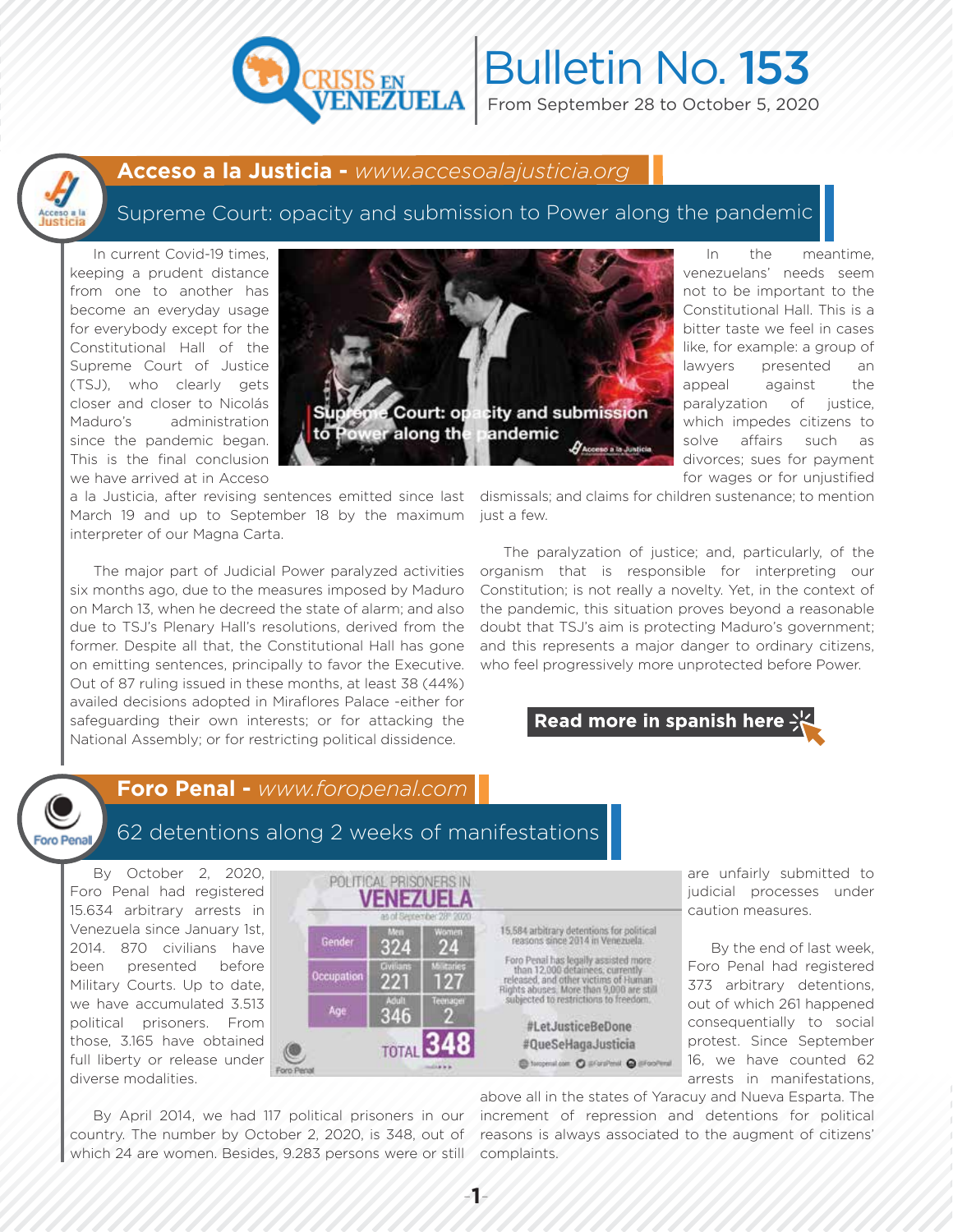# Bulletin No. 153

From September 28 to October 5, 2020

## Acceso a la Justicia - *www.accesoalajusticia.org*

### Supreme Court: opacity and submission to Power along the pandemic

In current Covid-19 times, keeping a prudent distance from one to another has become an everyday usage for everybody except for the Constitutional Hall of the Supreme Court of Justice (TSJ), who clearly gets closer and closer to Nicolás Maduro's administration since the pandemic began. This is the final conclusion we have arrived at in Acceso a la Justicia, after revising sentences emitted since last March 19 and up to September 18 by the maximum interpreter of our Magna Carta.

The major part of Judicial Power paralyzed activities six months ago, due to the measures imposed by Maduro on March 13, when he decreed the state of alarm; and also due to TSJ's Plenary Hall's resolutions, derived from the former. Despite all that, the Constitutional Hall has gone on emitting sentences, principally to favor the Executive. Out of 87 ruling issued in these months, at least 38 (44%) availed decisions adopted in Miraflores Palace -either for safeguarding their own interests; or for attacking the National Assembly; or for restricting political dissidence.

In the meantime, venezuelans' needs seem not to be important to the Constitutional Hall. This is a bitter taste we feel in cases like, for example: a group of lawyers presented an appeal against the paralyzation of justice, which impedes citizens to solve affairs such as divorces; sues for payment for wages or for unjustified dismissals; and claims for children sustenance; to mention just a few.

The paralyzation of justice; and, particularly, of the organism that is responsible for interpreting our Constitution; is not really a novelty. Yet, in the context of the pandemic, this situation proves beyond a reasonable doubt that TSJ's aim is protecting Maduro's government; and this represents a major danger to ordinary citizens, who feel progressively more unprotected before Power.

**Read more in spanish here**

## Foro Penal - *www.foropenal.com*

### 62 detentions along 2 weeks of manifestations

By October 2, 2020, Foro Penal had registered 15.634 arbitrary arrests in Venezuela since January 1st, 2014. 870 civilians have been presented before Military Courts. Up to date, we have accumulated 3.513 political prisoners. From those, 3.165 have obtained full liberty or release under diverse modalities.

POLITICAL PRISONERS IN VENEZUELA
as of September 28th 2020

| | | |
|---|---|---|
| Gender | Men 324 | Women 24 |
| Occupation | Civilians 221 | Militaries 127 |
| Age | Adult 346 | Teenager 2 |
| TOTAL | 348 | |

15,584 arbitrary detentions for political reasons since 2014 in Venezuela.

Foro Penal has legally assisted more than 12,000 detainees, currently released, and other victims of Human Rights abuses. More than 9,000 are still subjected to restrictions to freedom.

#LetJusticeBeDone
#QueSeHagaJusticia

By April 2014, we had 117 political prisoners in our country. The number by October 2, 2020, is 348, out of which 24 are women. Besides, 9.283 persons were or still are unfairly submitted to judicial processes under caution measures.

By the end of last week, Foro Penal had registered 373 arbitrary detentions, out of which 261 happened consequentially to social protest. Since September 16, we have counted 62 arrests in manifestations, above all in the states of Yaracuy and Nueva Esparta. The increment of repression and detentions for political reasons is always associated to the augment of citizens' complaints.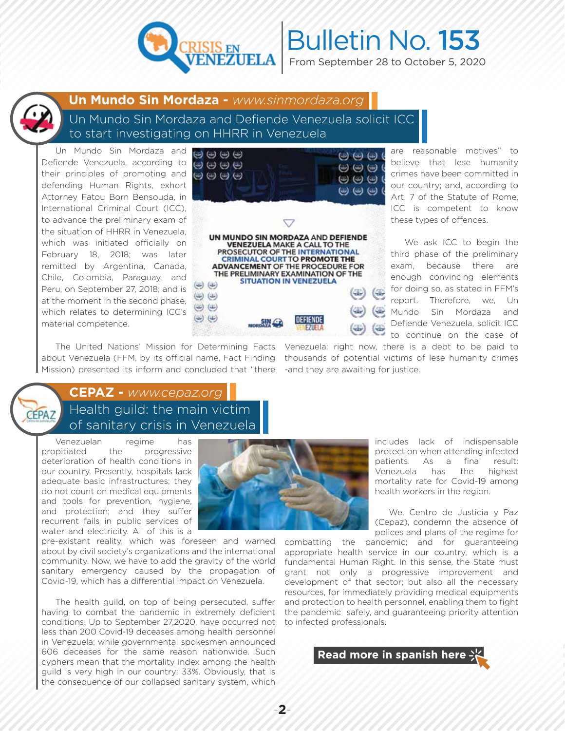# Bulletin No. 153

From September 28 to October 5, 2020

## Un Mundo Sin Mordaza - *www.sinmordaza.org*

### Un Mundo Sin Mordaza and Defiende Venezuela solicit ICC to start investigating on HHRR in Venezuela

Un Mundo Sin Mordaza and Defiende Venezuela, according to their principles of promoting and defending Human Rights, exhort Attorney Fatou Born Bensouda, in International Criminal Court (ICC), to advance the preliminary exam of the situation of HHRR in Venezuela, which was initiated officially on February 18, 2018; was later remitted by Argentina, Canada, Chile, Colombia, Paraguay, and Peru, on September 27, 2018; and is at the moment in the second phase, which relates to determining ICC's material competence.

UN MUNDO SIN MORDAZA AND DEFIENDE VENEZUELA MAKE A CALL TO THE PROSECUTOR OF THE INTERNATIONAL CRIMINAL COURT TO PROMOTE THE ADVANCEMENT OF THE PROCEDURE FOR THE PRELIMINARY EXAMINATION OF THE SITUATION IN VENEZUELA

The United Nations' Mission for Determining Facts about Venezuela (FFM, by its official name, Fact Finding Mission) presented its inform and concluded that "there are reasonable motives" to believe that lese humanity crimes have been committed in our country; and, according to Art. 7 of the Statute of Rome, ICC is competent to know these types of offences.

We ask ICC to begin the third phase of the preliminary exam, because there are enough convincing elements for doing so, as stated in FFM's report. Therefore, we, Un Mundo Sin Mordaza and Defiende Venezuela, solicit ICC to continue on the case of Venezuela: right now, there is a debt to be paid to thousands of potential victims of lese humanity crimes -and they are awaiting for justice.

## CEPAZ - *www.cepaz.org*

### Health guild: the main victim of sanitary crisis in Venezuela

Venezuelan regime has propitiated the progressive deterioration of health conditions in our country. Presently, hospitals lack adequate basic infrastructures; they do not count on medical equipments and tools for prevention, hygiene, and protection; and they suffer recurrent fails in public services of water and electricity. All of this is a pre-existant reality, which was foreseen and warned about by civil society's organizations and the international community. Now, we have to add the gravity of the world sanitary emergency caused by the propagation of Covid-19, which has a differential impact on Venezuela.

The health guild, on top of being persecuted, suffer having to combat the pandemic in extremely deficient conditions. Up to September 27,2020, have occurred not less than 200 Covid-19 deceases among health personnel in Venezuela; while governmental spokesmen announced 606 deceases for the same reason nationwide. Such cyphers mean that the mortality index among the health guild is very high in our country: 33%. Obviously, that is the consequence of our collapsed sanitary system, which includes lack of indispensable protection when attending infected patients. As a final result: Venezuela has the highest mortality rate for Covid-19 among health workers in the region.

We, Centro de Justicia y Paz (Cepaz), condemn the absence of polices and plans of the regime for combatting the pandemic; and for guaranteeing appropriate health service in our country, which is a fundamental Human Right. In this sense, the State must grant not only a progressive improvement and development of that sector; but also all the necessary resources, for immediately providing medical equipments and protection to health personnel, enabling them to fight the pandemic safely, and guaranteeing priority attention to infected professionals.

**Read more in spanish here**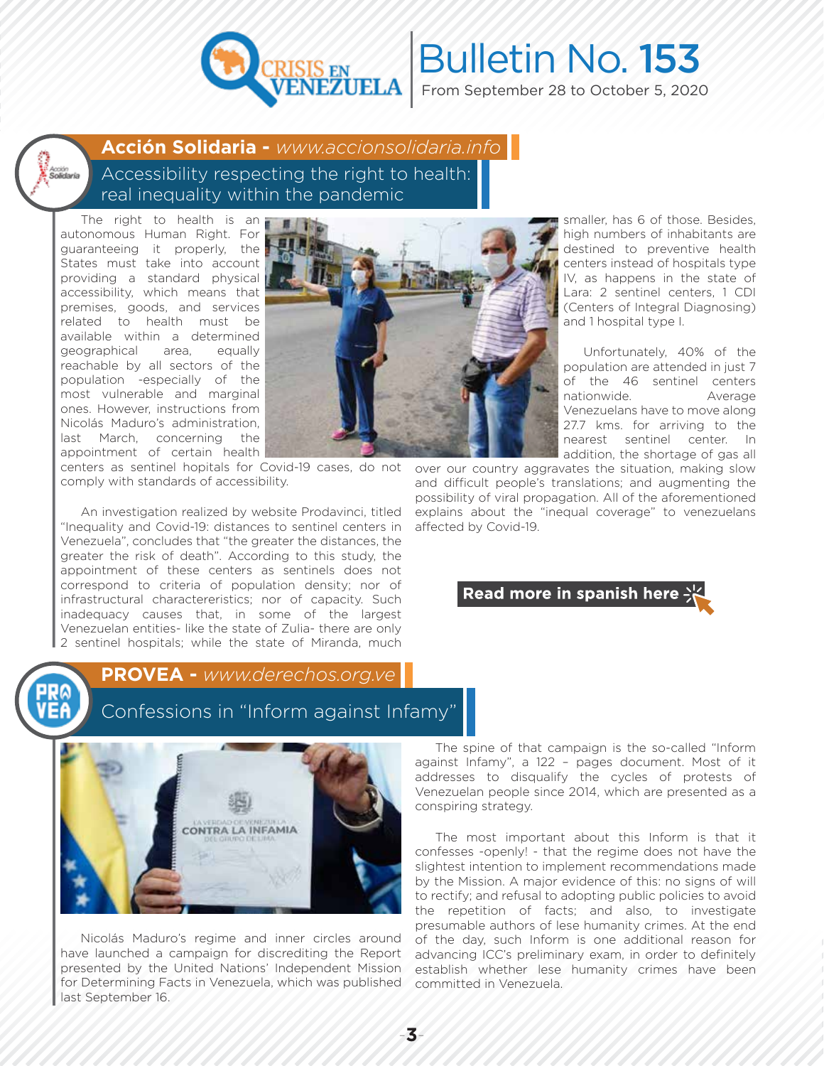# Bulletin No. 153

From September 28 to October 5, 2020

## Acción Solidaria - *www.accionsolidaria.info*

### Accessibility respecting the right to health: real inequality within the pandemic

The right to health is an autonomous Human Right. For guaranteeing it properly, the States must take into account providing a standard physical accessibility, which means that premises, goods, and services related to health must be available within a determined geographical area, equally reachable by all sectors of the population -especially of the most vulnerable and marginal ones. However, instructions from Nicolás Maduro's administration, last March, concerning the appointment of certain health centers as sentinel hopitals for Covid-19 cases, do not comply with standards of accessibility.

An investigation realized by website Prodavinci, titled "Inequality and Covid-19: distances to sentinel centers in Venezuela", concludes that "the greater the distances, the greater the risk of death". According to this study, the appointment of these centers as sentinels does not correspond to criteria of population density; nor of infrastructural charactereristics; nor of capacity. Such inadequacy causes that, in some of the largest Venezuelan entities- like the state of Zulia- there are only 2 sentinel hospitals; while the state of Miranda, much smaller, has 6 of those. Besides, high numbers of inhabitants are destined to preventive health centers instead of hospitals type IV, as happens in the state of Lara: 2 sentinel centers, 1 CDI (Centers of Integral Diagnosing) and 1 hospital type I.

Unfortunately, 40% of the population are attended in just 7 of the 46 sentinel centers nationwide. Average Venezuelans have to move along 27.7 kms. for arriving to the nearest sentinel center. In addition, the shortage of gas all over our country aggravates the situation, making slow and difficult people's translations; and augmenting the possibility of viral propagation. All of the aforementioned explains about the "inequal coverage" to venezuelans affected by Covid-19.

**Read more in spanish here**

## PROVEA - *www.derechos.org.ve*

### Confessions in "Inform against Infamy"

Nicolás Maduro's regime and inner circles around have launched a campaign for discrediting the Report presented by the United Nations' Independent Mission for Determining Facts in Venezuela, which was published last September 16.

The spine of that campaign is the so-called "Inform against Infamy", a 122 – pages document. Most of it addresses to disqualify the cycles of protests of Venezuelan people since 2014, which are presented as a conspiring strategy.

The most important about this Inform is that it confesses -openly! - that the regime does not have the slightest intention to implement recommendations made by the Mission. A major evidence of this: no signs of will to rectify; and refusal to adopting public policies to avoid the repetition of facts; and also, to investigate presumable authors of lese humanity crimes. At the end of the day, such Inform is one additional reason for advancing ICC's preliminary exam, in order to definitely establish whether lese humanity crimes have been committed in Venezuela.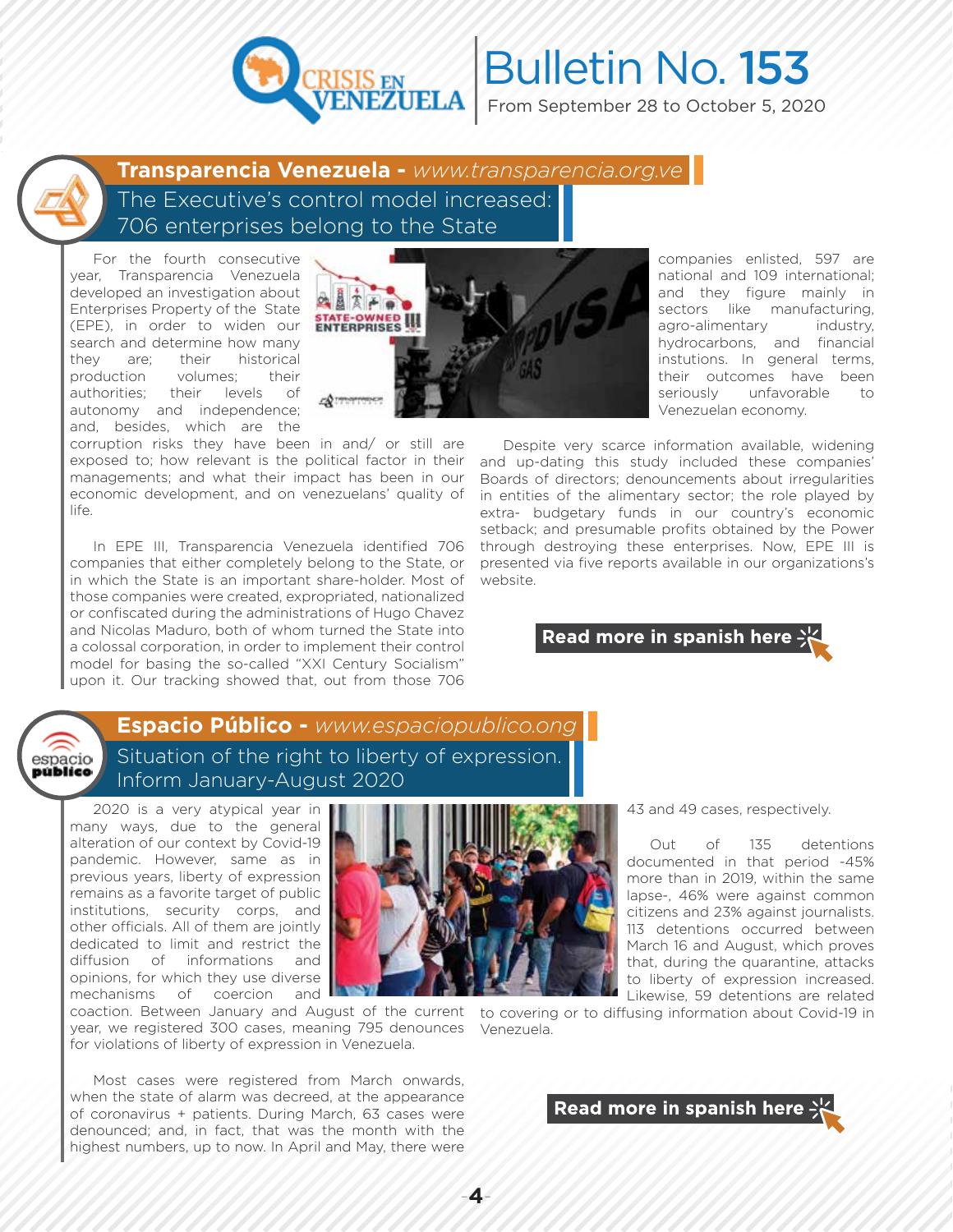# Bulletin No. 153

From September 28 to October 5, 2020

## Transparencia Venezuela - *www.transparencia.org.ve*

### The Executive's control model increased: 706 enterprises belong to the State

For the fourth consecutive year, Transparencia Venezuela developed an investigation about Enterprises Property of the State (EPE), in order to widen our search and determine how many they are; their historical production volumes; their authorities; their levels of autonomy and independence; and, besides, which are the corruption risks they have been in and/ or still are exposed to; how relevant is the political factor in their managements; and what their impact has been in our economic development, and on venezuelans' quality of life.

In EPE III, Transparencia Venezuela identified 706 companies that either completely belong to the State, or in which the State is an important share-holder. Most of those companies were created, expropriated, nationalized or confiscated during the administrations of Hugo Chavez and Nicolas Maduro, both of whom turned the State into a colossal corporation, in order to implement their control model for basing the so-called "XXI Century Socialism" upon it. Our tracking showed that, out from those 706 companies enlisted, 597 are national and 109 international; and they figure mainly in sectors like manufacturing, agro-alimentary industry, hydrocarbons, and financial instutions. In general terms, their outcomes have been seriously unfavorable to Venezuelan economy.

Despite very scarce information available, widening and up-dating this study included these companies' Boards of directors; denouncements about irregularities in entities of the alimentary sector; the role played by extra- budgetary funds in our country's economic setback; and presumable profits obtained by the Power through destroying these enterprises. Now, EPE III is presented via five reports available in our organizations's website.

**Read more in spanish here**

## Espacio Público - *www.espaciopublico.ong*

### Situation of the right to liberty of expression. Inform January-August 2020

2020 is a very atypical year in many ways, due to the general alteration of our context by Covid-19 pandemic. However, same as in previous years, liberty of expression remains as a favorite target of public institutions, security corps, and other officials. All of them are jointly dedicated to limit and restrict the diffusion of informations and opinions, for which they use diverse mechanisms of coercion and coaction. Between January and August of the current year, we registered 300 cases, meaning 795 denounces for violations of liberty of expression in Venezuela.

Most cases were registered from March onwards, when the state of alarm was decreed, at the appearance of coronavirus + patients. During March, 63 cases were denounced; and, in fact, that was the month with the highest numbers, up to now. In April and May, there were 43 and 49 cases, respectively.

Out of 135 detentions documented in that period -45% more than in 2019, within the same lapse-, 46% were against common citizens and 23% against journalists. 113 detentions occurred between March 16 and August, which proves that, during the quarantine, attacks to liberty of expression increased. Likewise, 59 detentions are related to covering or to diffusing information about Covid-19 in Venezuela.

**Read more in spanish here**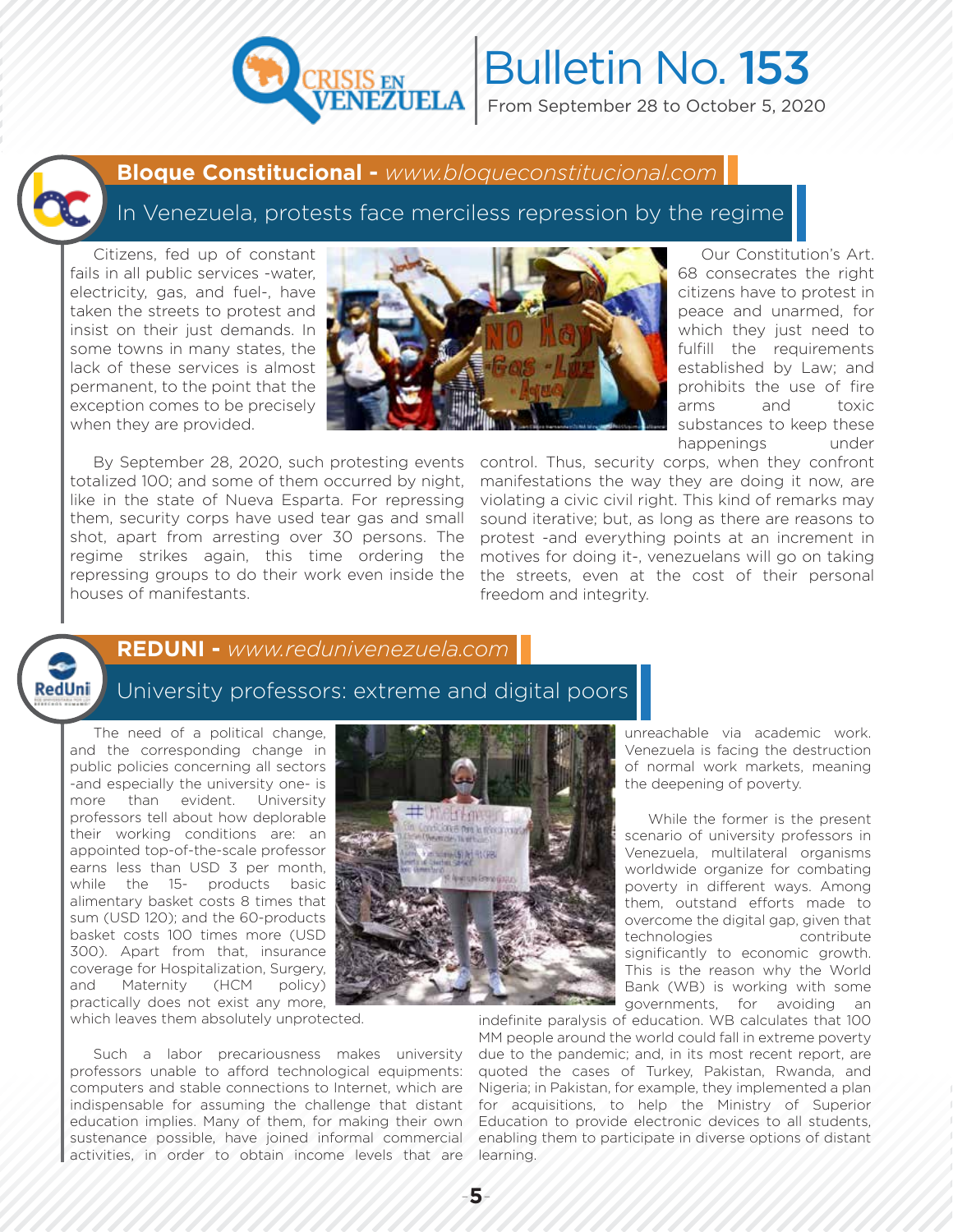# Bulletin No. 153

From September 28 to October 5, 2020

## Bloque Constitucional - *www.bloqueconstitucional.com*

### In Venezuela, protests face merciless repression by the regime

Citizens, fed up of constant fails in all public services -water, electricity, gas, and fuel-, have taken the streets to protest and insist on their just demands. In some towns in many states, the lack of these services is almost permanent, to the point that the exception comes to be precisely when they are provided.

By September 28, 2020, such protesting events totalized 100; and some of them occurred by night, like in the state of Nueva Esparta. For repressing them, security corps have used tear gas and small shot, apart from arresting over 30 persons. The regime strikes again, this time ordering the repressing groups to do their work even inside the houses of manifestants.

Our Constitution's Art. 68 consecrates the right citizens have to protest in peace and unarmed, for which they just need to fulfill the requirements established by Law; and prohibits the use of fire arms and toxic substances to keep these happenings under control. Thus, security corps, when they confront manifestations the way they are doing it now, are violating a civic civil right. This kind of remarks may sound iterative; but, as long as there are reasons to protest -and everything points at an increment in motives for doing it-, venezuelans will go on taking the streets, even at the cost of their personal freedom and integrity.

## REDUNI - *www.redunivenezuela.com*

### University professors: extreme and digital poors

The need of a political change, and the corresponding change in public policies concerning all sectors -and especially the university one- is more than evident. University professors tell about how deplorable their working conditions are: an appointed top-of-the-scale professor earns less than USD 3 per month, while the 15- products basic alimentary basket costs 8 times that sum (USD 120); and the 60-products basket costs 100 times more (USD 300). Apart from that, insurance coverage for Hospitalization, Surgery, and Maternity (HCM policy) practically does not exist any more, which leaves them absolutely unprotected.

Such a labor precariousness makes university professors unable to afford technological equipments: computers and stable connections to Internet, which are indispensable for assuming the challenge that distant education implies. Many of them, for making their own sustenance possible, have joined informal commercial activities, in order to obtain income levels that are unreachable via academic work. Venezuela is facing the destruction of normal work markets, meaning the deepening of poverty.

While the former is the present scenario of university professors in Venezuela, multilateral organisms worldwide organize for combating poverty in different ways. Among them, outstand efforts made to overcome the digital gap, given that technologies contribute significantly to economic growth. This is the reason why the World Bank (WB) is working with some governments, for avoiding an indefinite paralysis of education. WB calculates that 100 MM people around the world could fall in extreme poverty due to the pandemic; and, in its most recent report, are quoted the cases of Turkey, Pakistan, Rwanda, and Nigeria; in Pakistan, for example, they implemented a plan for acquisitions, to help the Ministry of Superior Education to provide electronic devices to all students, enabling them to participate in diverse options of distant learning.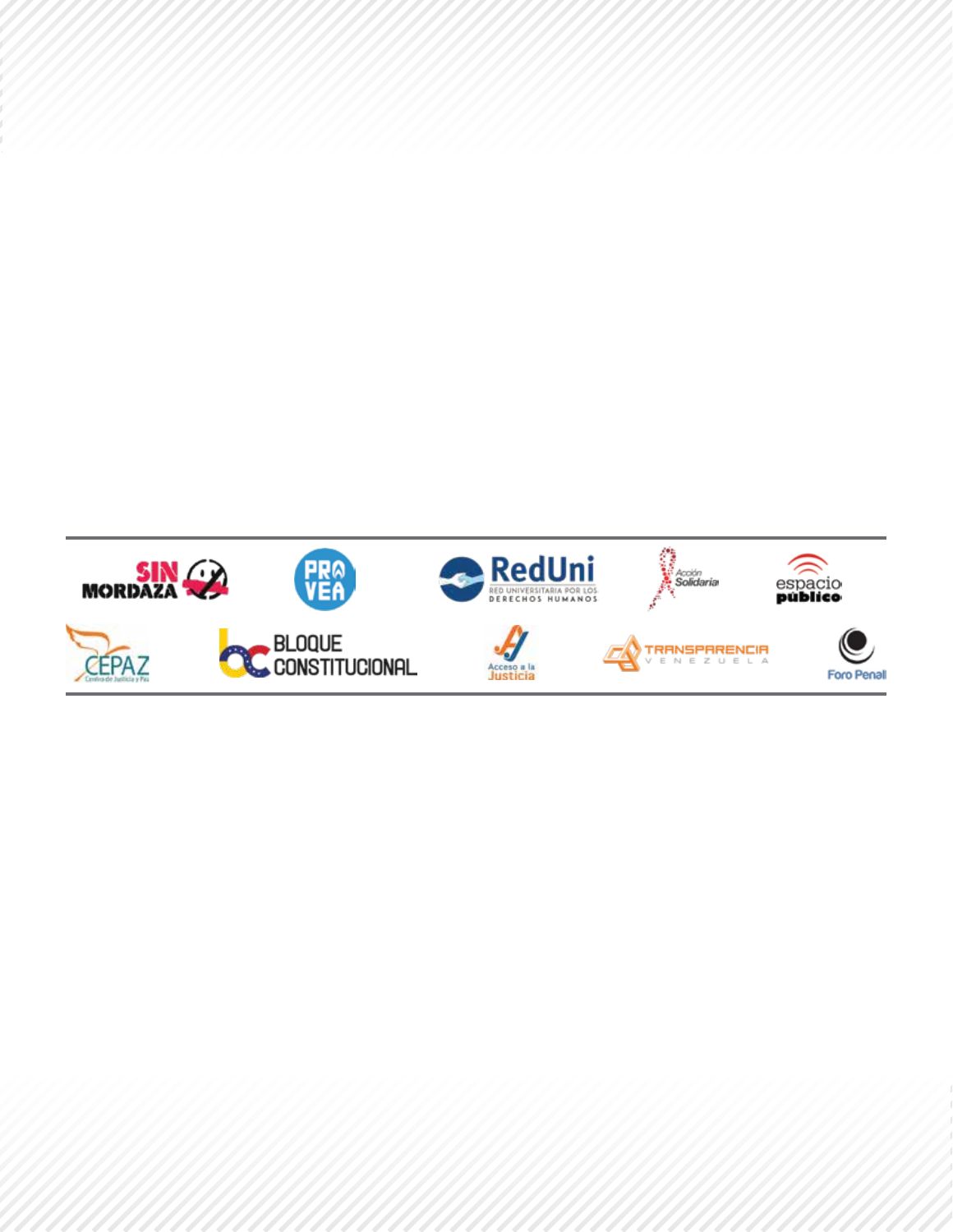SIN MORDAZA

PROVEA

RedUni
RED UNIVERSITARIA POR LOS DERECHOS HUMANOS

Acción Solidaria

espacio público

CEPAZ
Centro de Justicia y Paz

BLOQUE CONSTITUCIONAL

Acceso a la Justicia

TRANSPARENCIA VENEZUELA

Foro Penal